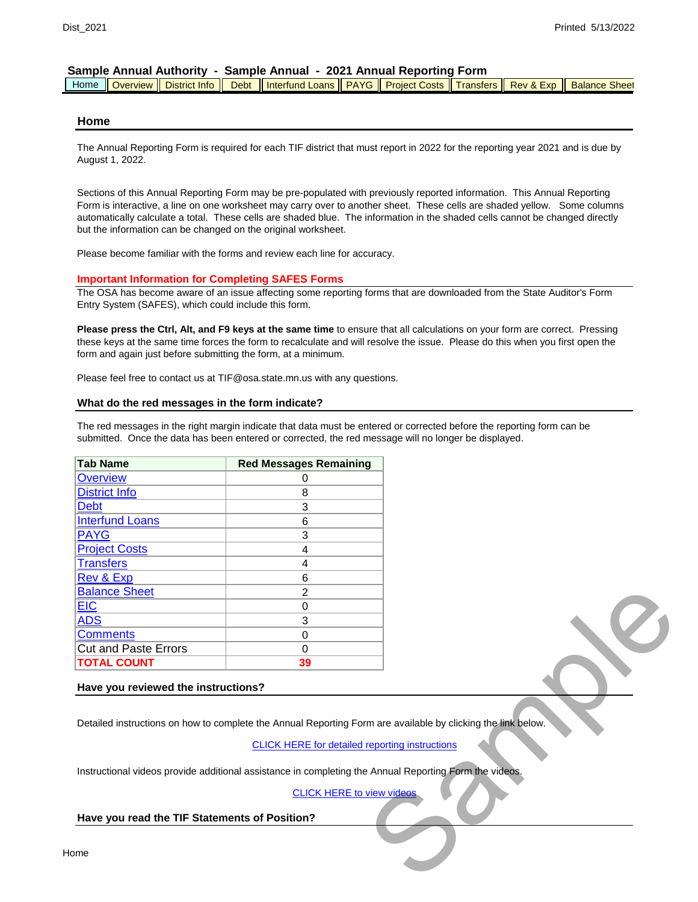# Sample Annual Authority - Sample Annual - 2021 Annual Reporting Form

| Home | Overview | District Info | Debt | Interfund Loans | PAYG | Project Costs | Transfers | Rev & Exp | Balance Sheet |
|---|---|---|---|---|---|---|---|---|---|

## Home

The Annual Reporting Form is required for each TIF district that must report in 2022 for the reporting year 2021 and is due by August 1, 2022.

Sections of this Annual Reporting Form may be pre-populated with previously reported information. This Annual Reporting Form is interactive, a line on one worksheet may carry over to another sheet. These cells are shaded yellow. Some columns automatically calculate a total. These cells are shaded blue. The information in the shaded cells cannot be changed directly but the information can be changed on the original worksheet.

Please become familiar with the forms and review each line for accuracy.

### Important Information for Completing SAFES Forms

The OSA has become aware of an issue affecting some reporting forms that are downloaded from the State Auditor's Form Entry System (SAFES), which could include this form.

**Please press the Ctrl, Alt, and F9 keys at the same time** to ensure that all calculations on your form are correct. Pressing these keys at the same time forces the form to recalculate and will resolve the issue. Please do this when you first open the form and again just before submitting the form, at a minimum.

Please feel free to contact us at TIF@osa.state.mn.us with any questions.

### What do the red messages in the form indicate?

The red messages in the right margin indicate that data must be entered or corrected before the reporting form can be submitted. Once the data has been entered or corrected, the red message will no longer be displayed.

| Tab Name | Red Messages Remaining |
|---|---|
| Overview | 0 |
| District Info | 8 |
| Debt | 3 |
| Interfund Loans | 6 |
| PAYG | 3 |
| Project Costs | 4 |
| Transfers | 4 |
| Rev & Exp | 6 |
| Balance Sheet | 2 |
| EIC | 0 |
| ADS | 3 |
| Comments | 0 |
| Cut and Paste Errors | 0 |
| **TOTAL COUNT** | **39** |

### Have you reviewed the instructions?

Detailed instructions on how to complete the Annual Reporting Form are available by clicking the link below.

CLICK HERE for detailed reporting instructions

Instructional videos provide additional assistance in completing the Annual Reporting Form the videos.

CLICK HERE to view videos

### Have you read the TIF Statements of Position?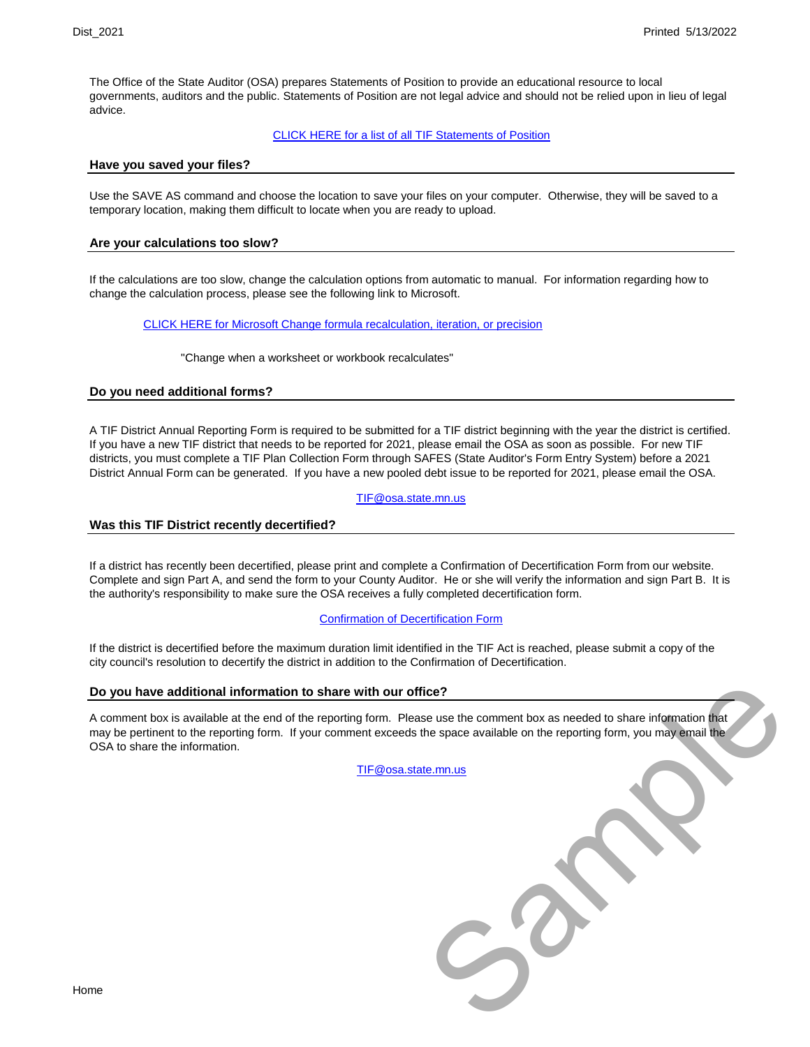The Office of the State Auditor (OSA) prepares Statements of Position to provide an educational resource to local governments, auditors and the public. Statements of Position are not legal advice and should not be relied upon in lieu of legal advice.

CLICK HERE for a list of all TIF Statements of Position

## Have you saved your files?

Use the SAVE AS command and choose the location to save your files on your computer. Otherwise, they will be saved to a temporary location, making them difficult to locate when you are ready to upload.

## Are your calculations too slow?

If the calculations are too slow, change the calculation options from automatic to manual. For information regarding how to change the calculation process, please see the following link to Microsoft.

CLICK HERE for Microsoft Change formula recalculation, iteration, or precision

"Change when a worksheet or workbook recalculates"

## Do you need additional forms?

A TIF District Annual Reporting Form is required to be submitted for a TIF district beginning with the year the district is certified. If you have a new TIF district that needs to be reported for 2021, please email the OSA as soon as possible. For new TIF districts, you must complete a TIF Plan Collection Form through SAFES (State Auditor's Form Entry System) before a 2021 District Annual Form can be generated. If you have a new pooled debt issue to be reported for 2021, please email the OSA.

TIF@osa.state.mn.us

## Was this TIF District recently decertified?

If a district has recently been decertified, please print and complete a Confirmation of Decertification Form from our website. Complete and sign Part A, and send the form to your County Auditor. He or she will verify the information and sign Part B. It is the authority's responsibility to make sure the OSA receives a fully completed decertification form.

Confirmation of Decertification Form

If the district is decertified before the maximum duration limit identified in the TIF Act is reached, please submit a copy of the city council's resolution to decertify the district in addition to the Confirmation of Decertification.

## Do you have additional information to share with our office?

A comment box is available at the end of the reporting form. Please use the comment box as needed to share information that may be pertinent to the reporting form. If your comment exceeds the space available on the reporting form, you may email the OSA to share the information.

TIF@osa.state.mn.us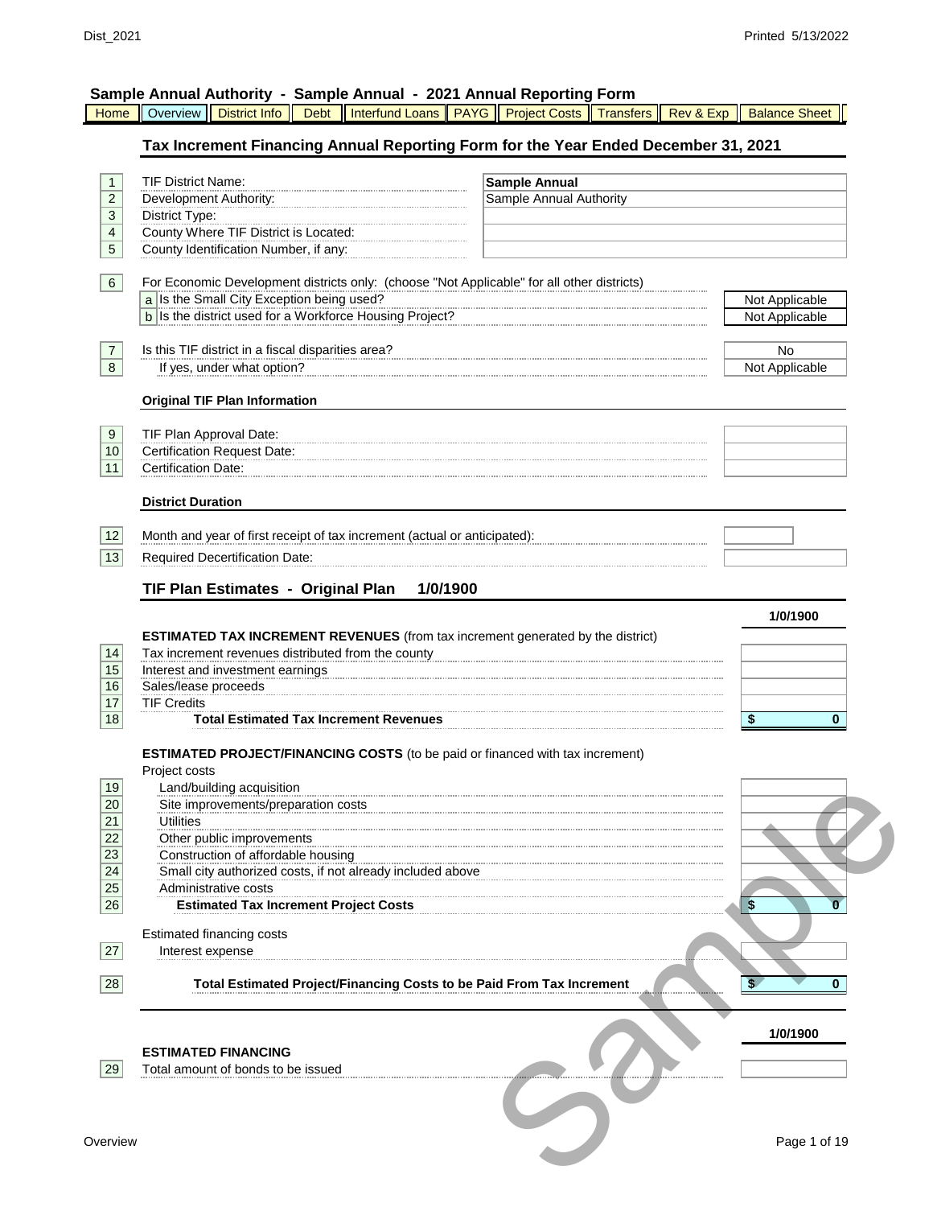## Sample Annual Authority - Sample Annual - 2021 Annual Reporting Form

Home | Overview | District Info | Debt | Interfund Loans | PAYG | Project Costs | Transfers | Rev & Exp | Balance Sheet

### Tax Increment Financing Annual Reporting Form for the Year Ended December 31, 2021

| # | Item | Value |
|---|---|---|
| 1 | TIF District Name: | **Sample Annual** |
| 2 | Development Authority: | Sample Annual Authority |
| 3 | District Type: | |
| 4 | County Where TIF District is Located: | |
| 5 | County Identification Number, if any: | |

| # | Item | Value |
|---|---|---|
| 6 | For Economic Development districts only: (choose "Not Applicable" for all other districts) | |
| a | Is the Small City Exception being used? | Not Applicable |
| b | Is the district used for a Workforce Housing Project? | Not Applicable |
| 7 | Is this TIF district in a fiscal disparities area? | No |
| 8 | If yes, under what option? | Not Applicable |

**Original TIF Plan Information**

| # | Item | Value |
|---|---|---|
| 9 | TIF Plan Approval Date: | |
| 10 | Certification Request Date: | |
| 11 | Certification Date: | |

**District Duration**

| # | Item | Value |
|---|---|---|
| 12 | Month and year of first receipt of tax increment (actual or anticipated): | |
| 13 | Required Decertification Date: | |

### TIF Plan Estimates - Original Plan 1/0/1900

| # | Item | 1/0/1900 |
|---|---|---|
| | **ESTIMATED TAX INCREMENT REVENUES** (from tax increment generated by the district) | |
| 14 | Tax increment revenues distributed from the county | |
| 15 | Interest and investment earnings | |
| 16 | Sales/lease proceeds | |
| 17 | TIF Credits | |
| 18 | **Total Estimated Tax Increment Revenues** | **$ 0** |
| | **ESTIMATED PROJECT/FINANCING COSTS** (to be paid or financed with tax increment) | |
| | Project costs | |
| 19 | Land/building acquisition | |
| 20 | Site improvements/preparation costs | |
| 21 | Utilities | |
| 22 | Other public improvements | |
| 23 | Construction of affordable housing | |
| 24 | Small city authorized costs, if not already included above | |
| 25 | Administrative costs | |
| 26 | **Estimated Tax Increment Project Costs** | **$ 0** |
| | Estimated financing costs | |
| 27 | Interest expense | |
| 28 | **Total Estimated Project/Financing Costs to be Paid From Tax Increment** | **$ 0** |

| # | Item | 1/0/1900 |
|---|---|---|
| | **ESTIMATED FINANCING** | |
| 29 | Total amount of bonds to be issued | |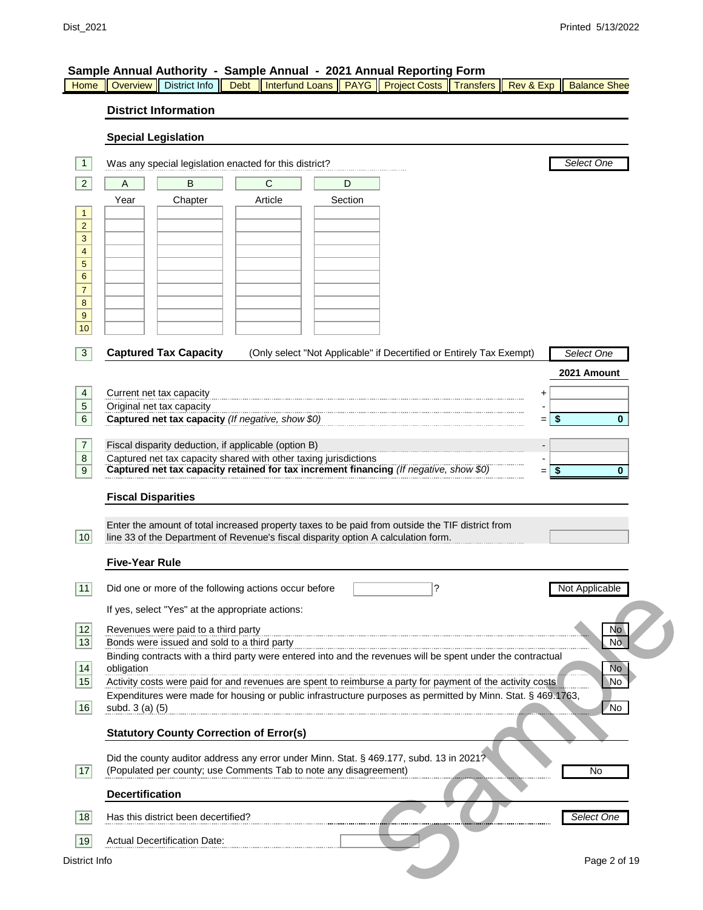## Sample Annual Authority - Sample Annual - 2021 Annual Reporting Form

Home | Overview | District Info | Debt | Interfund Loans | PAYG | Project Costs | Transfers | Rev & Exp | Balance Shee

### District Information

#### Special Legislation

1 Was any special legislation enacted for this district? *Select One*

| 2 | A | B | C | D |
|---|---|---|---|---|
| | Year | Chapter | Article | Section |
| 1 | | | | |
| 2 | | | | |
| 3 | | | | |
| 4 | | | | |
| 5 | | | | |
| 6 | | | | |
| 7 | | | | |
| 8 | | | | |
| 9 | | | | |
| 10 | | | | |

#### 3 Captured Tax Capacity

(Only select "Not Applicable" if Decertified or Entirely Tax Exempt) *Select One*

| | | | 2021 Amount |
|---|---|---|---|
| 4 | Current net tax capacity | + | |
| 5 | Original net tax capacity | - | |
| 6 | **Captured net tax capacity** *(If negative, show $0)* | = | **$ 0** |
| 7 | Fiscal disparity deduction, if applicable (option B) | - | |
| 8 | Captured net tax capacity shared with other taxing jurisdictions | - | |
| 9 | **Captured net tax capacity retained for tax increment financing** *(If negative, show $0)* | = | **$ 0** |

#### Fiscal Disparities

10 Enter the amount of total increased property taxes to be paid from outside the TIF district from line 33 of the Department of Revenue's fiscal disparity option A calculation form.

#### Five-Year Rule

11 Did one or more of the following actions occur before ______ ? Not Applicable

If yes, select "Yes" at the appropriate actions:

| | | |
|---|---|---|
| 12 | Revenues were paid to a third party | No |
| 13 | Bonds were issued and sold to a third party | No |
| 14 | Binding contracts with a third party were entered into and the revenues will be spent under the contractual obligation | No |
| 15 | Activity costs were paid for and revenues are spent to reimburse a party for payment of the activity costs | No |
| 16 | Expenditures were made for housing or public infrastructure purposes as permitted by Minn. Stat. § 469.1763, subd. 3 (a) (5) | No |

#### Statutory County Correction of Error(s)

17 Did the county auditor address any error under Minn. Stat. § 469.177, subd. 13 in 2021? (Populated per county; use Comments Tab to note any disagreement) No

#### Decertification

18 Has this district been decertified? *Select One*

19 Actual Decertification Date: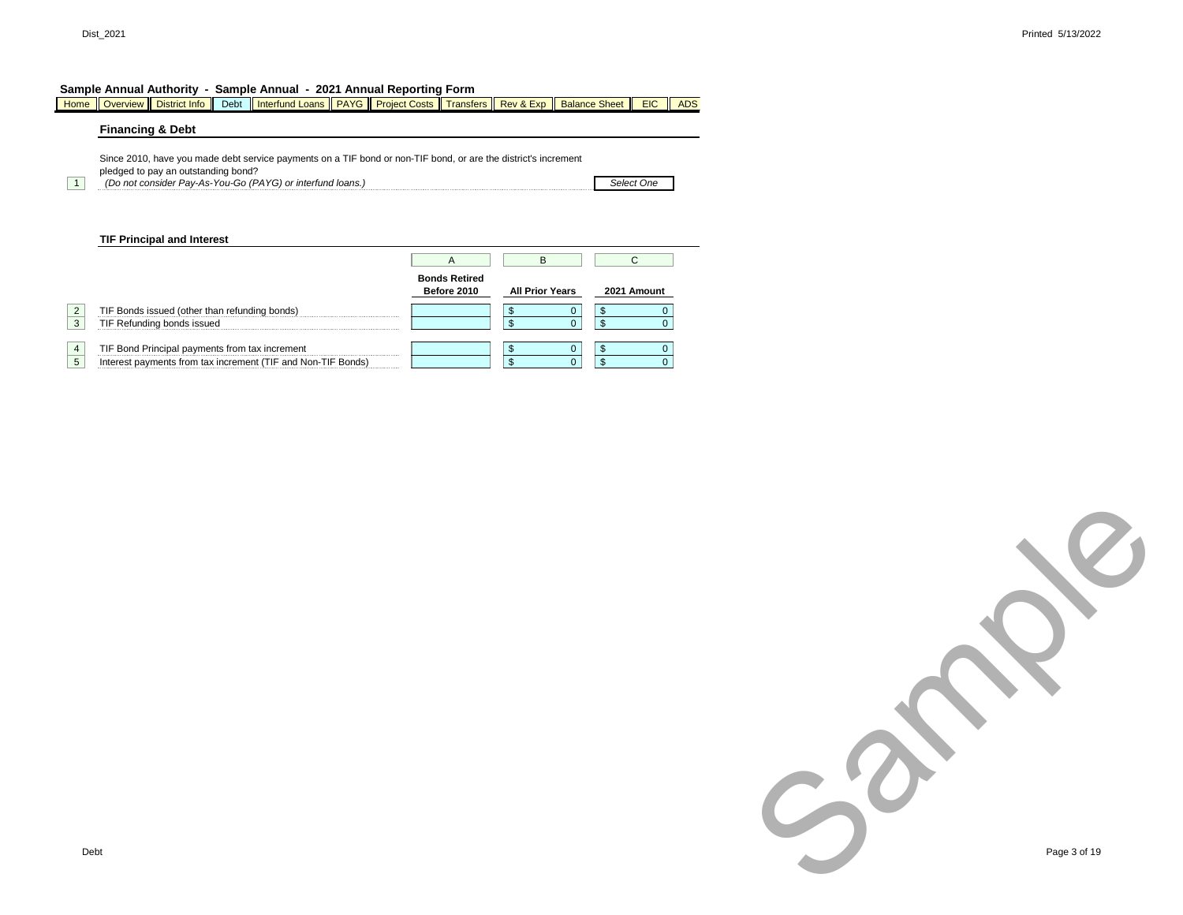**Sample Annual Authority - Sample Annual - 2021 Annual Reporting Form**

Home | Overview | District Info | Debt | Interfund Loans | PAYG | Project Costs | Transfers | Rev & Exp | Balance Sheet | EIC | ADS

## Financing & Debt

| | | |
|---|---|---|
| 1 | Since 2010, have you made debt service payments on a TIF bond or non-TIF bond, or are the district's increment pledged to pay an outstanding bond? *(Do not consider Pay-As-You-Go (PAYG) or interfund loans.)* | *Select One* |

### TIF Principal and Interest

| | | A | B | C |
|---|---|---|---|---|
| | | **Bonds Retired Before 2010** | **All Prior Years** | **2021 Amount** |
| 2 | TIF Bonds issued (other than refunding bonds) | | $ 0 | $ 0 |
| 3 | TIF Refunding bonds issued | | $ 0 | $ 0 |
| 4 | TIF Bond Principal payments from tax increment | | $ 0 | $ 0 |
| 5 | Interest payments from tax increment (TIF and Non-TIF Bonds) | | $ 0 | $ 0 |

Sample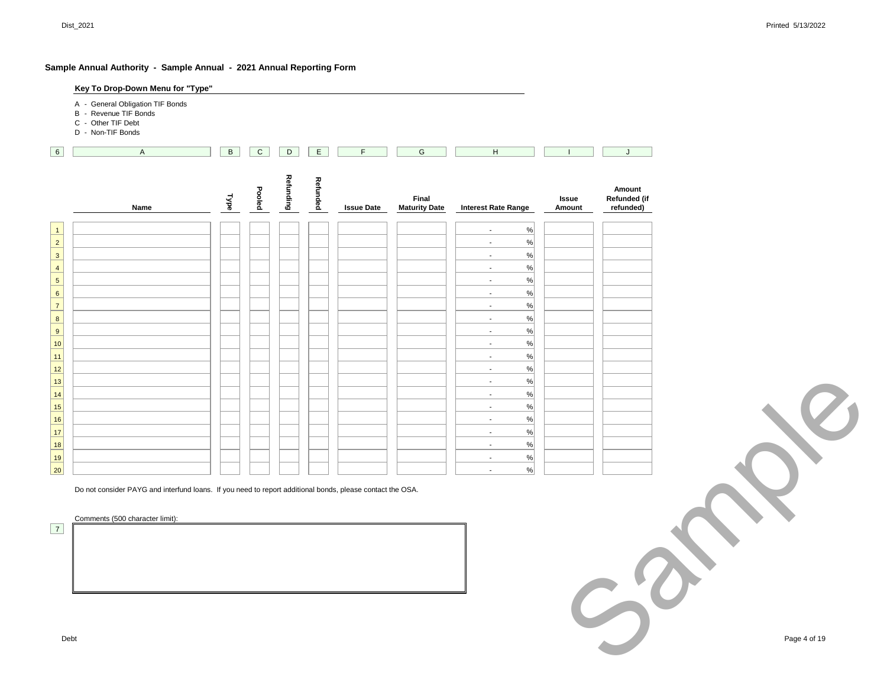**Sample Annual Authority - Sample Annual - 2021 Annual Reporting Form**

**Key To Drop-Down Menu for "Type"**

A - General Obligation TIF Bonds
B - Revenue TIF Bonds
C - Other TIF Debt
D - Non-TIF Bonds

| 6 | A | B | C | D | E | F | G | H | I | J |
|---|---|---|---|---|---|---|---|---|---|---|
| | Name | Type | Pooled | Refunding | Refunded | Issue Date | Final Maturity Date | Interest Rate Range | Issue Amount | Amount Refunded (if refunded) |
| 1 | | | | | | | | - % | | |
| 2 | | | | | | | | - % | | |
| 3 | | | | | | | | - % | | |
| 4 | | | | | | | | - % | | |
| 5 | | | | | | | | - % | | |
| 6 | | | | | | | | - % | | |
| 7 | | | | | | | | - % | | |
| 8 | | | | | | | | - % | | |
| 9 | | | | | | | | - % | | |
| 10 | | | | | | | | - % | | |
| 11 | | | | | | | | - % | | |
| 12 | | | | | | | | - % | | |
| 13 | | | | | | | | - % | | |
| 14 | | | | | | | | - % | | |
| 15 | | | | | | | | - % | | |
| 16 | | | | | | | | - % | | |
| 17 | | | | | | | | - % | | |
| 18 | | | | | | | | - % | | |
| 19 | | | | | | | | - % | | |
| 20 | | | | | | | | - % | | |

Do not consider PAYG and interfund loans. If you need to report additional bonds, please contact the OSA.

Comments (500 character limit):

7

Sample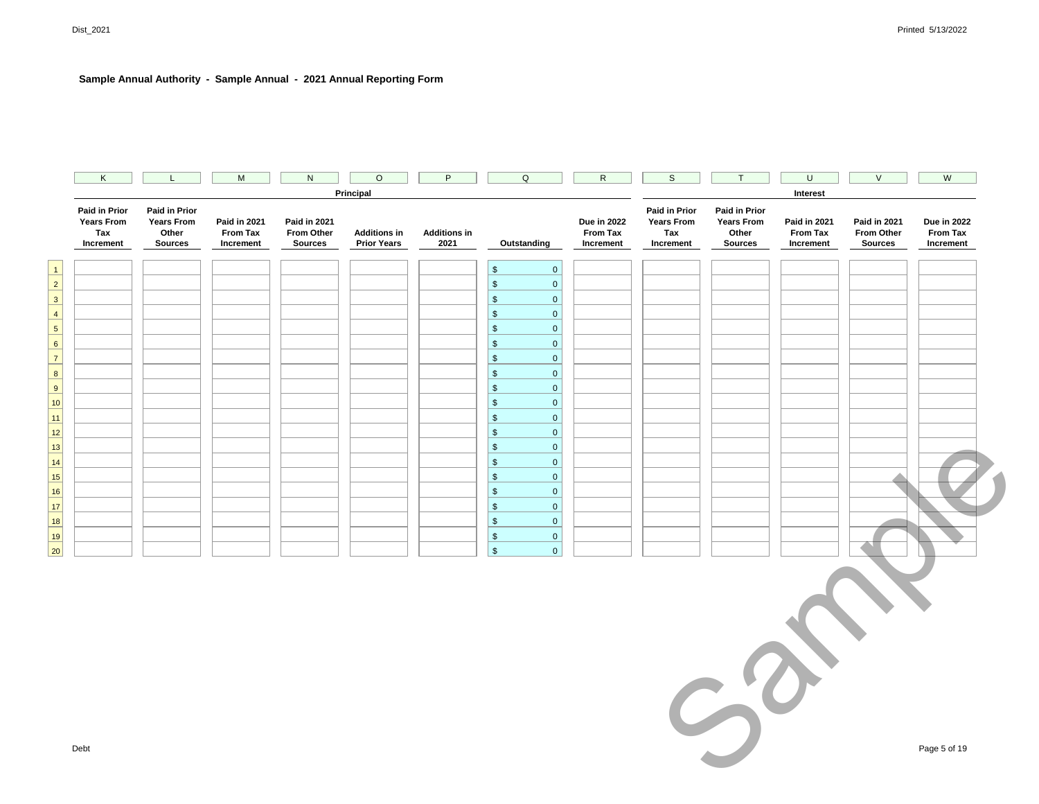**Sample Annual Authority - Sample Annual - 2021 Annual Reporting Form**

| | K | L | M | N | O | P | Q | R | S | T | U | V | W |
|---|---|---|---|---|---|---|---|---|---|---|---|---|---|
| | Principal | | | | | | | | Interest | | | | |
| | Paid in Prior Years From Tax Increment | Paid in Prior Years From Other Sources | Paid in 2021 From Tax Increment | Paid in 2021 From Other Sources | Additions in Prior Years | Additions in 2021 | Outstanding | Due in 2022 From Tax Increment | Paid in Prior Years From Tax Increment | Paid in Prior Years From Other Sources | Paid in 2021 From Tax Increment | Paid in 2021 From Other Sources | Due in 2022 From Tax Increment |
| 1 | | | | | | | $ 0 | | | | | | |
| 2 | | | | | | | $ 0 | | | | | | |
| 3 | | | | | | | $ 0 | | | | | | |
| 4 | | | | | | | $ 0 | | | | | | |
| 5 | | | | | | | $ 0 | | | | | | |
| 6 | | | | | | | $ 0 | | | | | | |
| 7 | | | | | | | $ 0 | | | | | | |
| 8 | | | | | | | $ 0 | | | | | | |
| 9 | | | | | | | $ 0 | | | | | | |
| 10 | | | | | | | $ 0 | | | | | | |
| 11 | | | | | | | $ 0 | | | | | | |
| 12 | | | | | | | $ 0 | | | | | | |
| 13 | | | | | | | $ 0 | | | | | | |
| 14 | | | | | | | $ 0 | | | | | | |
| 15 | | | | | | | $ 0 | | | | | | |
| 16 | | | | | | | $ 0 | | | | | | |
| 17 | | | | | | | $ 0 | | | | | | |
| 18 | | | | | | | $ 0 | | | | | | |
| 19 | | | | | | | $ 0 | | | | | | |
| 20 | | | | | | | $ 0 | | | | | | |

Sample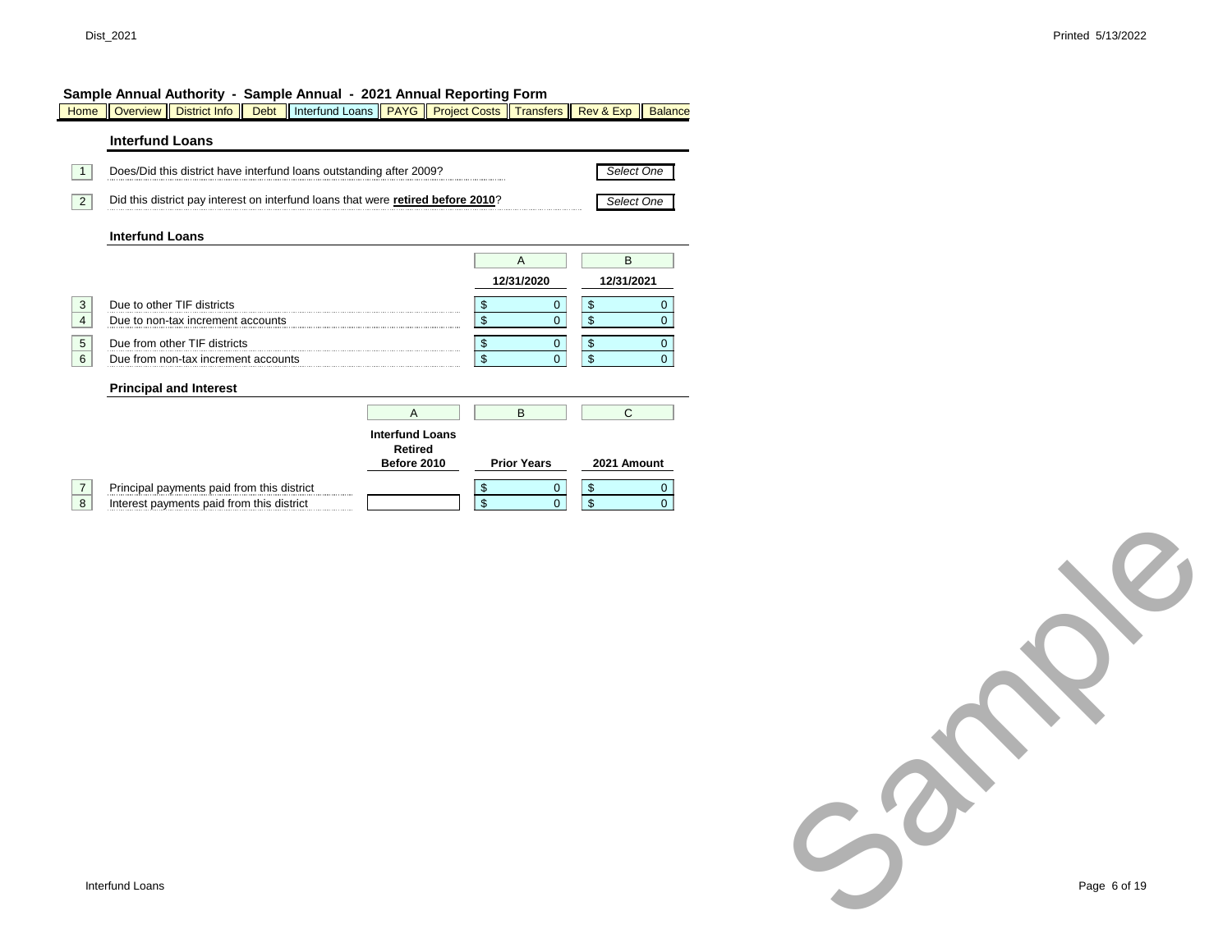**Sample Annual Authority - Sample Annual - 2021 Annual Reporting Form**

Home | Overview | District Info | Debt | Interfund Loans | PAYG | Project Costs | Transfers | Rev & Exp | Balance

## Interfund Loans

| # | Question | Answer |
|---|---|---|
| 1 | Does/Did this district have interfund loans outstanding after 2009? | *Select One* |
| 2 | Did this district pay interest on interfund loans that were **retired before 2010**? | *Select One* |

### Interfund Loans

| # | | A<br>12/31/2020 | B<br>12/31/2021 |
|---|---|---|---|
| 3 | Due to other TIF districts | $ 0 | $ 0 |
| 4 | Due to non-tax increment accounts | $ 0 | $ 0 |
| 5 | Due from other TIF districts | $ 0 | $ 0 |
| 6 | Due from non-tax increment accounts | $ 0 | $ 0 |

### Principal and Interest

| # | | A<br>Interfund Loans Retired Before 2010 | B<br>Prior Years | C<br>2021 Amount |
|---|---|---|---|---|
| 7 | Principal payments paid from this district | | $ 0 | $ 0 |
| 8 | Interest payments paid from this district | | $ 0 | $ 0 |

Sample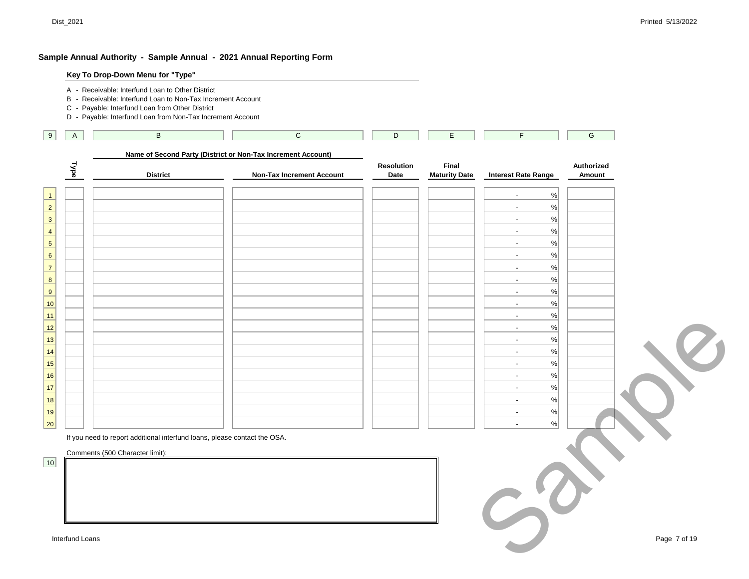**Sample Annual Authority - Sample Annual - 2021 Annual Reporting Form**

**Key To Drop-Down Menu for "Type"**

A - Receivable: Interfund Loan to Other District
B - Receivable: Interfund Loan to Non-Tax Increment Account
C - Payable: Interfund Loan from Other District
D - Payable: Interfund Loan from Non-Tax Increment Account

| 9 | A | B | C | D | E | F | G |
|---|---|---|---|---|---|---|---|
| | | **Name of Second Party (District or Non-Tax Increment Account)** | | | | | |
| | **Type** | **District** | **Non-Tax Increment Account** | **Resolution Date** | **Final Maturity Date** | **Interest Rate Range** | **Authorized Amount** |
| 1 | | | | | | - % | |
| 2 | | | | | | - % | |
| 3 | | | | | | - % | |
| 4 | | | | | | - % | |
| 5 | | | | | | - % | |
| 6 | | | | | | - % | |
| 7 | | | | | | - % | |
| 8 | | | | | | - % | |
| 9 | | | | | | - % | |
| 10 | | | | | | - % | |
| 11 | | | | | | - % | |
| 12 | | | | | | - % | |
| 13 | | | | | | - % | |
| 14 | | | | | | - % | |
| 15 | | | | | | - % | |
| 16 | | | | | | - % | |
| 17 | | | | | | - % | |
| 18 | | | | | | - % | |
| 19 | | | | | | - % | |
| 20 | | | | | | - % | |

If you need to report additional interfund loans, please contact the OSA.

Comments (500 Character limit):

10

Interfund Loans

Sample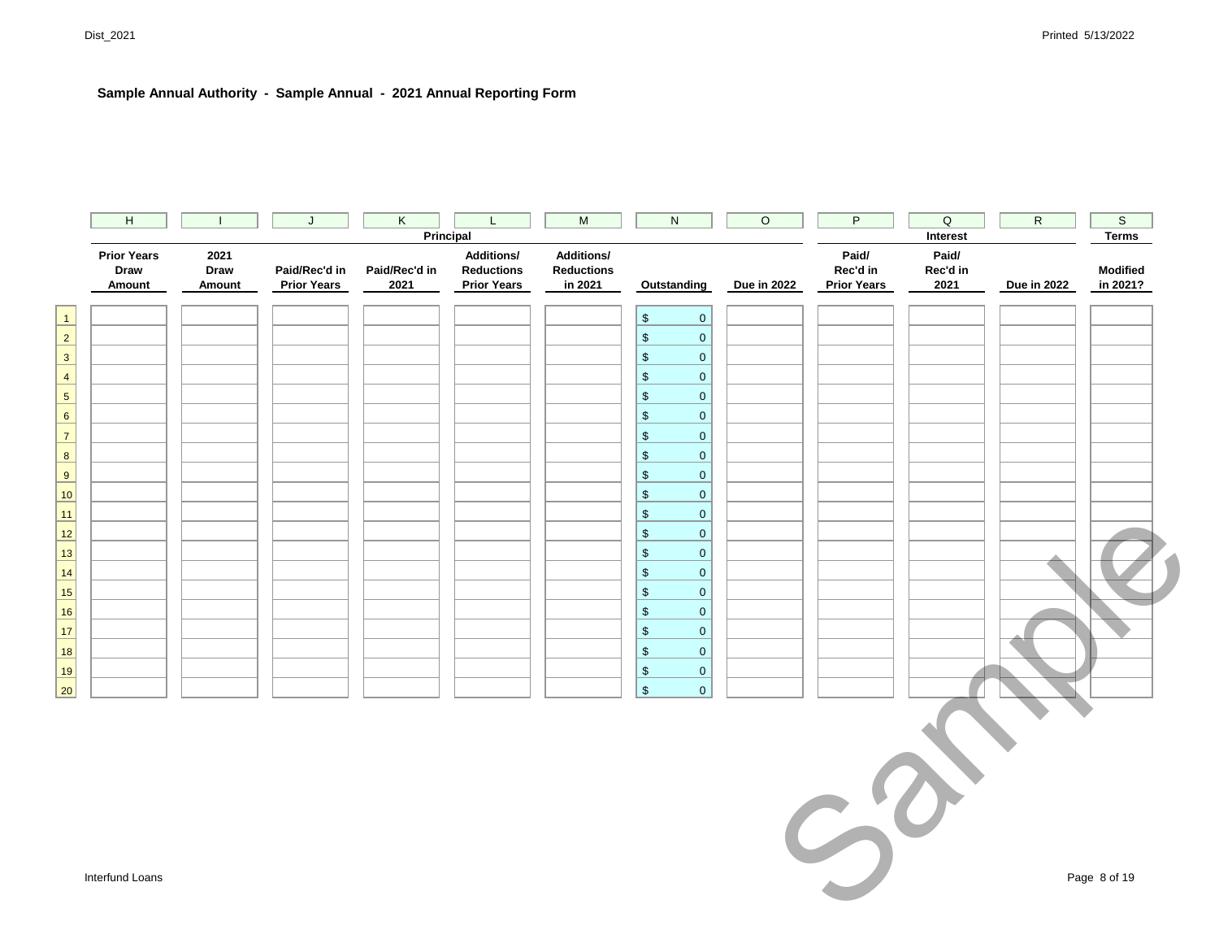**Sample Annual Authority - Sample Annual - 2021 Annual Reporting Form**

| | H | I | J | K | L | M | N | O | P | Q | R | S |
|---|---|---|---|---|---|---|---|---|---|---|---|---|
| | Principal | | | | | | | | Interest | | | Terms |
| | Prior Years Draw Amount | 2021 Draw Amount | Paid/Rec'd in Prior Years | Paid/Rec'd in 2021 | Additions/ Reductions Prior Years | Additions/ Reductions in 2021 | Outstanding | Due in 2022 | Paid/ Rec'd in Prior Years | Paid/ Rec'd in 2021 | Due in 2022 | Modified in 2021? |
| 1 | | | | | | | $ 0 | | | | | |
| 2 | | | | | | | $ 0 | | | | | |
| 3 | | | | | | | $ 0 | | | | | |
| 4 | | | | | | | $ 0 | | | | | |
| 5 | | | | | | | $ 0 | | | | | |
| 6 | | | | | | | $ 0 | | | | | |
| 7 | | | | | | | $ 0 | | | | | |
| 8 | | | | | | | $ 0 | | | | | |
| 9 | | | | | | | $ 0 | | | | | |
| 10 | | | | | | | $ 0 | | | | | |
| 11 | | | | | | | $ 0 | | | | | |
| 12 | | | | | | | $ 0 | | | | | |
| 13 | | | | | | | $ 0 | | | | | |
| 14 | | | | | | | $ 0 | | | | | |
| 15 | | | | | | | $ 0 | | | | | |
| 16 | | | | | | | $ 0 | | | | | |
| 17 | | | | | | | $ 0 | | | | | |
| 18 | | | | | | | $ 0 | | | | | |
| 19 | | | | | | | $ 0 | | | | | |
| 20 | | | | | | | $ 0 | | | | | |

Sample

Interfund Loans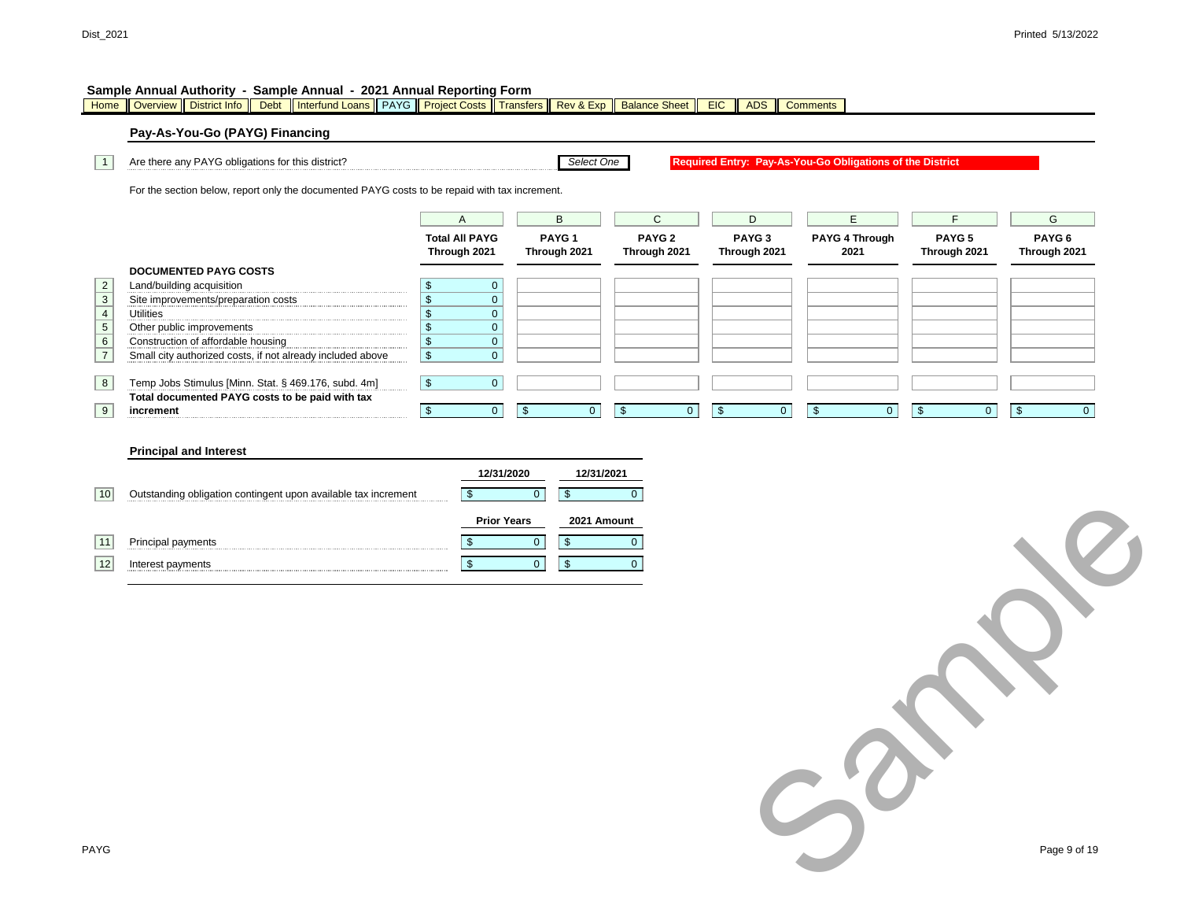**Sample Annual Authority - Sample Annual - 2021 Annual Reporting Form**

Home | Overview | District Info | Debt | Interfund Loans | PAYG | Project Costs | Transfers | Rev & Exp | Balance Sheet | EIC | ADS | Comments

## Pay-As-You-Go (PAYG) Financing

1 Are there any PAYG obligations for this district? *Select One* **Required Entry: Pay-As-You-Go Obligations of the District**

For the section below, report only the documented PAYG costs to be repaid with tax increment.

| | | A | B | C | D | E | F | G |
|---|---|---|---|---|---|---|---|---|
| | | **Total All PAYG Through 2021** | **PAYG 1 Through 2021** | **PAYG 2 Through 2021** | **PAYG 3 Through 2021** | **PAYG 4 Through 2021** | **PAYG 5 Through 2021** | **PAYG 6 Through 2021** |
| | **DOCUMENTED PAYG COSTS** | | | | | | | |
| 2 | Land/building acquisition | $ 0 | | | | | | |
| 3 | Site improvements/preparation costs | $ 0 | | | | | | |
| 4 | Utilities | $ 0 | | | | | | |
| 5 | Other public improvements | $ 0 | | | | | | |
| 6 | Construction of affordable housing | $ 0 | | | | | | |
| 7 | Small city authorized costs, if not already included above | $ 0 | | | | | | |
| 8 | Temp Jobs Stimulus [Minn. Stat. § 469.176, subd. 4m] | $ 0 | | | | | | |
| 9 | **Total documented PAYG costs to be paid with tax increment** | $ 0 | $ 0 | $ 0 | $ 0 | $ 0 | $ 0 | $ 0 |

### Principal and Interest

| | | 12/31/2020 | 12/31/2021 |
|---|---|---|---|
| 10 | Outstanding obligation contingent upon available tax increment | $ 0 | $ 0 |
| | | **Prior Years** | **2021 Amount** |
| 11 | Principal payments | $ 0 | $ 0 |
| 12 | Interest payments | $ 0 | $ 0 |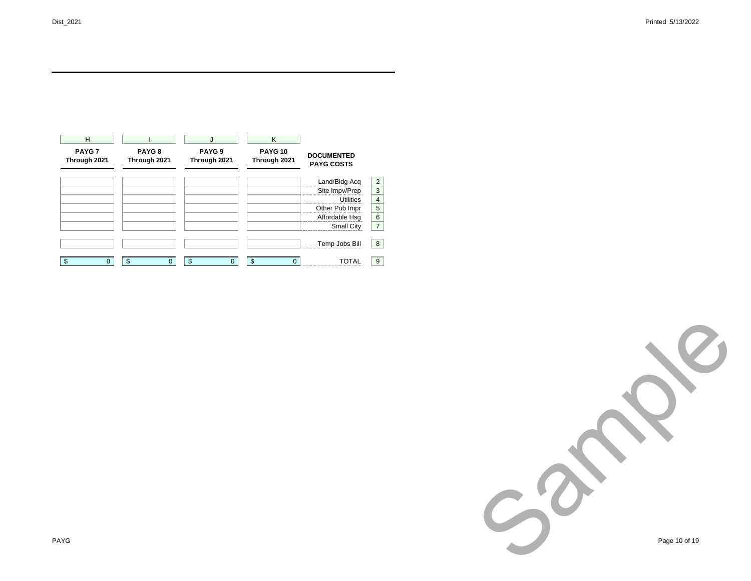| H | I | J | K | | |
|---|---|---|---|---|---|
| **PAYG 7 Through 2021** | **PAYG 8 Through 2021** | **PAYG 9 Through 2021** | **PAYG 10 Through 2021** | **DOCUMENTED PAYG COSTS** | |
| | | | | Land/Bldg Acq | 2 |
| | | | | Site Impv/Prep | 3 |
| | | | | Utilities | 4 |
| | | | | Other Pub Impr | 5 |
| | | | | Affordable Hsg | 6 |
| | | | | Small City | 7 |
| | | | | Temp Jobs Bill | 8 |
| $ 0 | $ 0 | $ 0 | $ 0 | TOTAL | 9 |

Sample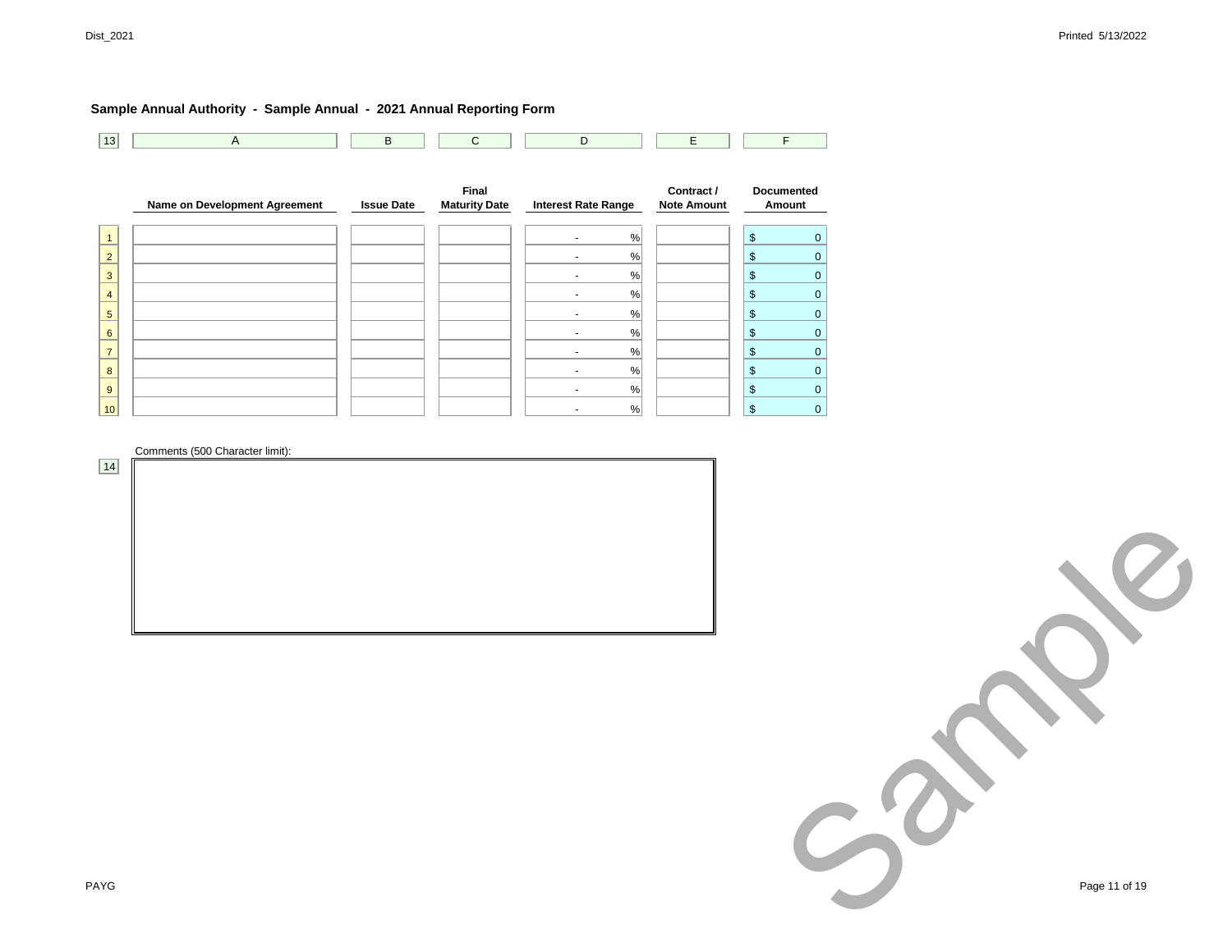**Sample Annual Authority - Sample Annual - 2021 Annual Reporting Form**

| 13 | A | B | C | D | E | F |
|---|---|---|---|---|---|---|
| | Name on Development Agreement | Issue Date | Final Maturity Date | Interest Rate Range | Contract / Note Amount | Documented Amount |
| 1 | | | | - % | | $ 0 |
| 2 | | | | - % | | $ 0 |
| 3 | | | | - % | | $ 0 |
| 4 | | | | - % | | $ 0 |
| 5 | | | | - % | | $ 0 |
| 6 | | | | - % | | $ 0 |
| 7 | | | | - % | | $ 0 |
| 8 | | | | - % | | $ 0 |
| 9 | | | | - % | | $ 0 |
| 10 | | | | - % | | $ 0 |

14 Comments (500 Character limit):

Sample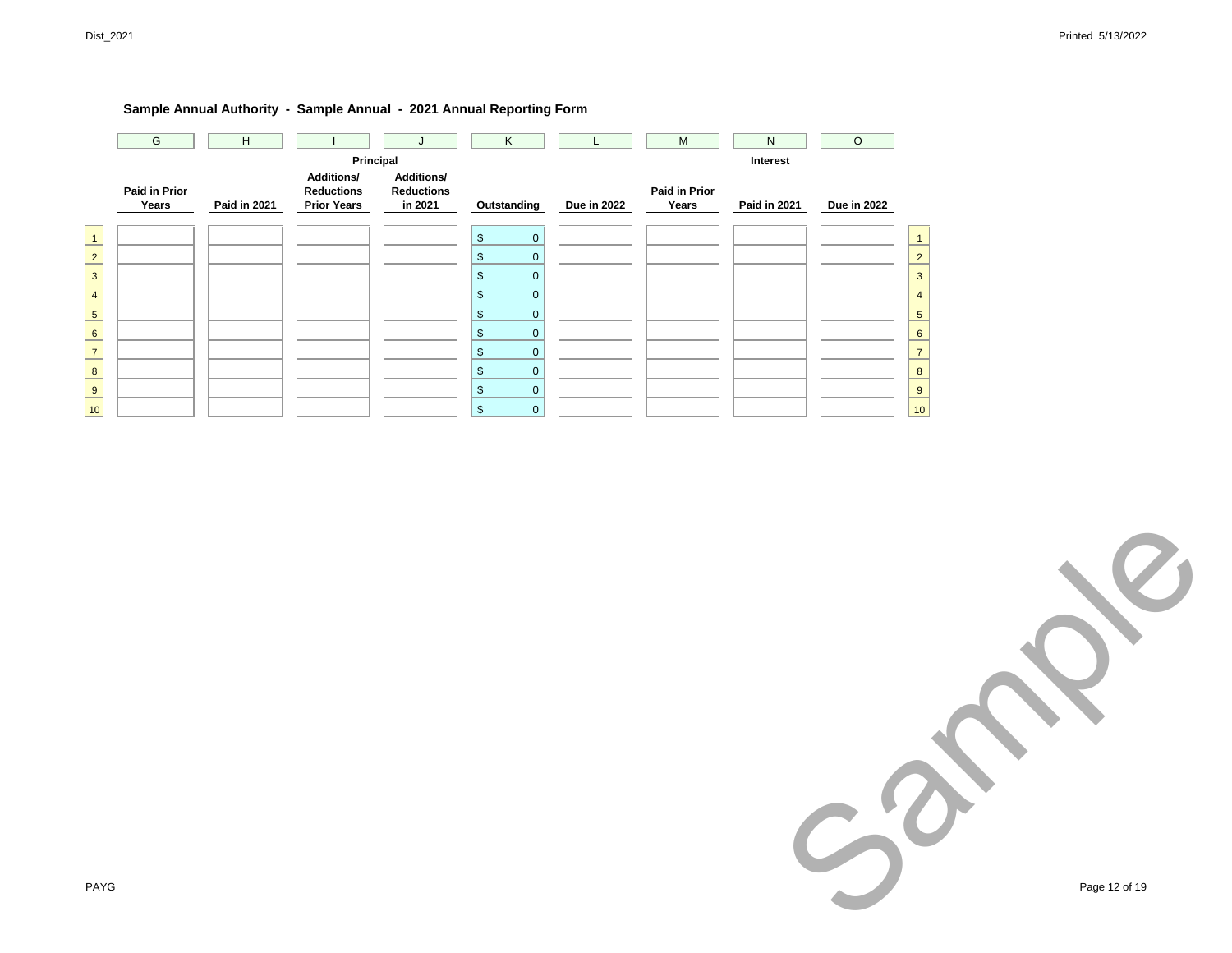**Sample Annual Authority - Sample Annual - 2021 Annual Reporting Form**

| | G | H | I | J | K | L | M | N | O | |
|---|---|---|---|---|---|---|---|---|---|---|
| | Principal | | | | | | Interest | | | |
| | Paid in Prior Years | Paid in 2021 | Additions/ Reductions Prior Years | Additions/ Reductions in 2021 | Outstanding | Due in 2022 | Paid in Prior Years | Paid in 2021 | Due in 2022 | |
| 1 | | | | | $ 0 | | | | | 1 |
| 2 | | | | | $ 0 | | | | | 2 |
| 3 | | | | | $ 0 | | | | | 3 |
| 4 | | | | | $ 0 | | | | | 4 |
| 5 | | | | | $ 0 | | | | | 5 |
| 6 | | | | | $ 0 | | | | | 6 |
| 7 | | | | | $ 0 | | | | | 7 |
| 8 | | | | | $ 0 | | | | | 8 |
| 9 | | | | | $ 0 | | | | | 9 |
| 10 | | | | | $ 0 | | | | | 10 |

Sample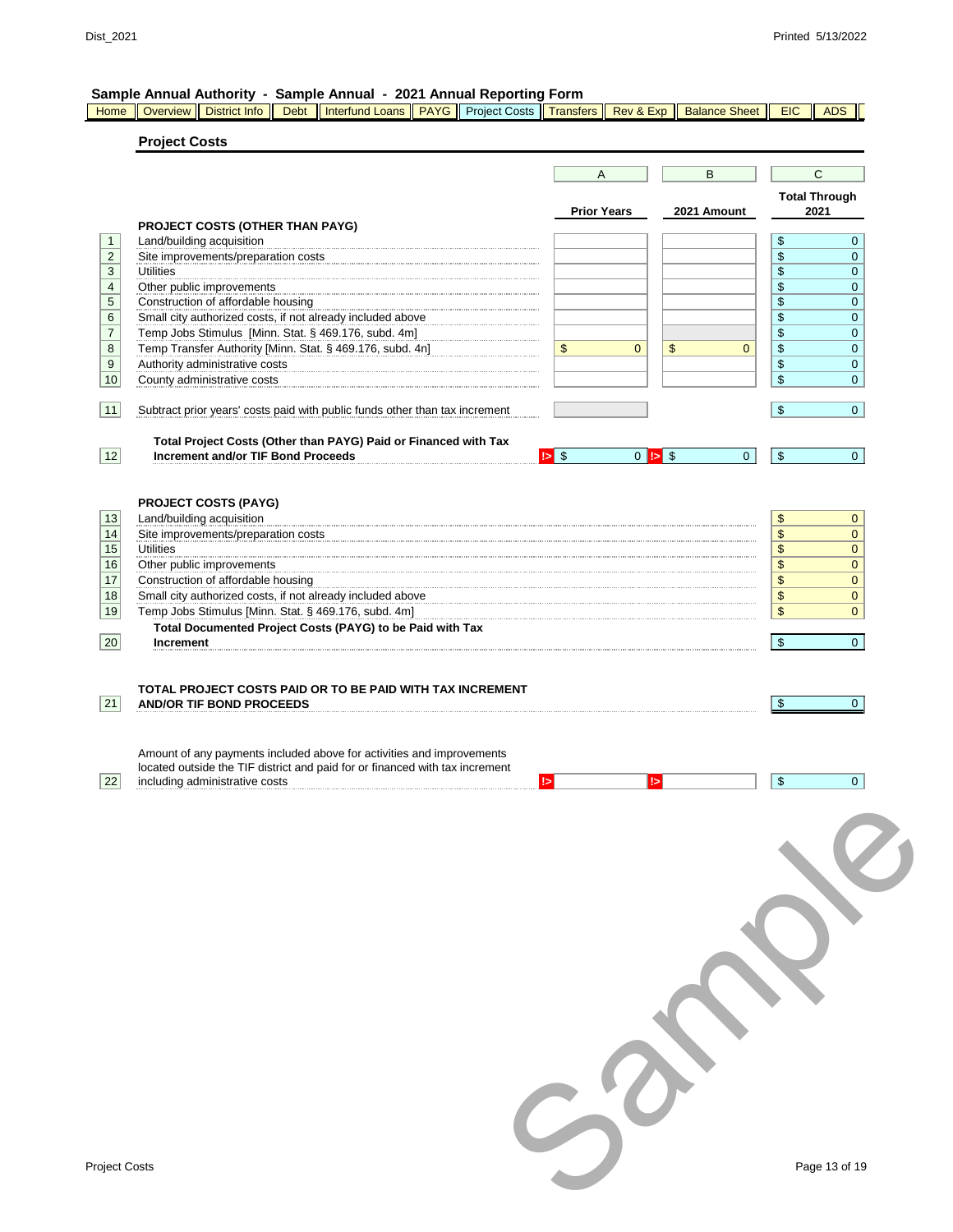## Sample Annual Authority - Sample Annual - 2021 Annual Reporting Form

Home | Overview | District Info | Debt | Interfund Loans | PAYG | Project Costs | Transfers | Rev & Exp | Balance Sheet | EIC | ADS

### Project Costs

| | | A | B | C |
|---|---|---|---|---|
| | | **Prior Years** | **2021 Amount** | **Total Through 2021** |
| | **PROJECT COSTS (OTHER THAN PAYG)** | | | |
| 1 | Land/building acquisition | | | $ 0 |
| 2 | Site improvements/preparation costs | | | $ 0 |
| 3 | Utilities | | | $ 0 |
| 4 | Other public improvements | | | $ 0 |
| 5 | Construction of affordable housing | | | $ 0 |
| 6 | Small city authorized costs, if not already included above | | | $ 0 |
| 7 | Temp Jobs Stimulus [Minn. Stat. § 469.176, subd. 4m] | | | $ 0 |
| 8 | Temp Transfer Authority [Minn. Stat. § 469.176, subd. 4n] | $ 0 | $ 0 | $ 0 |
| 9 | Authority administrative costs | | | $ 0 |
| 10 | County administrative costs | | | $ 0 |
| 11 | Subtract prior years' costs paid with public funds other than tax increment | | | $ 0 |
| 12 | **Total Project Costs (Other than PAYG) Paid or Financed with Tax Increment and/or TIF Bond Proceeds** | !> $ 0 | !> $ 0 | $ 0 |
| | **PROJECT COSTS (PAYG)** | | | |
| 13 | Land/building acquisition | | | $ 0 |
| 14 | Site improvements/preparation costs | | | $ 0 |
| 15 | Utilities | | | $ 0 |
| 16 | Other public improvements | | | $ 0 |
| 17 | Construction of affordable housing | | | $ 0 |
| 18 | Small city authorized costs, if not already included above | | | $ 0 |
| 19 | Temp Jobs Stimulus [Minn. Stat. § 469.176, subd. 4m] | | | $ 0 |
| 20 | **Total Documented Project Costs (PAYG) to be Paid with Tax Increment** | | | $ 0 |
| 21 | **TOTAL PROJECT COSTS PAID OR TO BE PAID WITH TAX INCREMENT AND/OR TIF BOND PROCEEDS** | | | $ 0 |
| 22 | Amount of any payments included above for activities and improvements located outside the TIF district and paid for or financed with tax increment including administrative costs | !> | !> | $ 0 |

Sample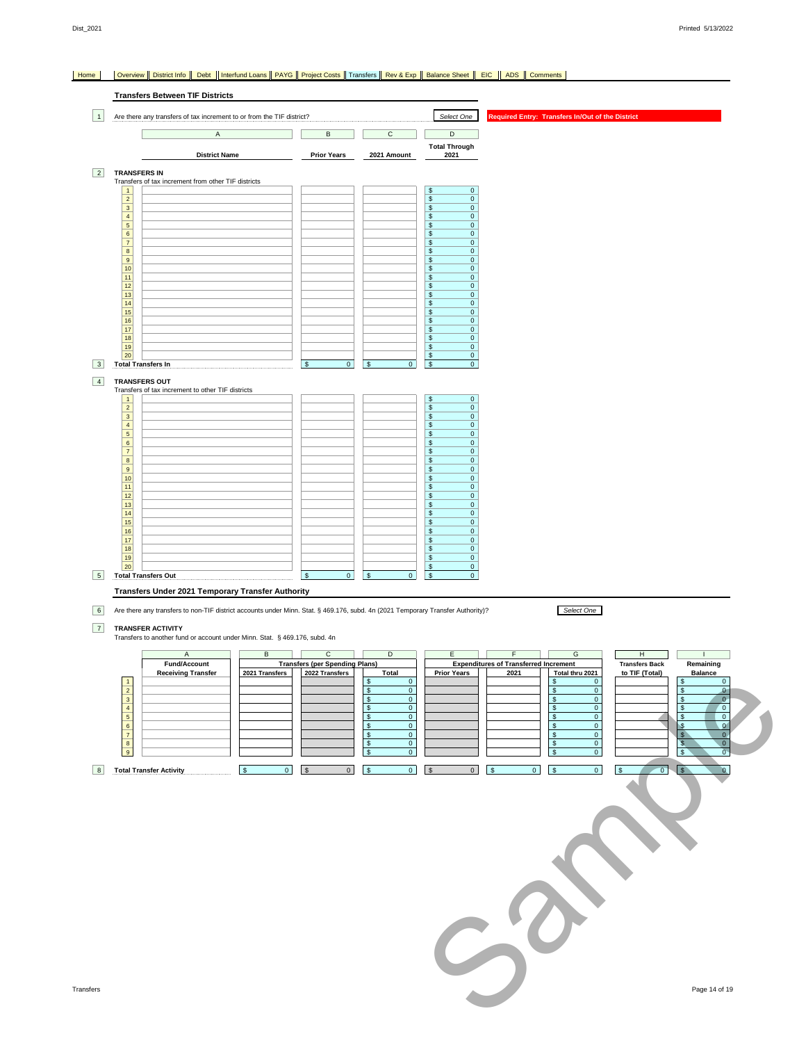Home | Overview | District Info | Debt | Interfund Loans | PAYG | Project Costs | Transfers | Rev & Exp | Balance Sheet | EIC | ADS | Comments

## Transfers Between TIF Districts

1 Are there any transfers of tax increment to or from the TIF district? *Select One* **Required Entry: Transfers In/Out of the District**

2 **TRANSFERS IN**
Transfers of tax increment from other TIF districts

| | A | B | C | D |
|---|---|---|---|---|
| | **District Name** | **Prior Years** | **2021 Amount** | **Total Through 2021** |
| 1 | | | | $ 0 |
| 2 | | | | $ 0 |
| 3 | | | | $ 0 |
| 4 | | | | $ 0 |
| 5 | | | | $ 0 |
| 6 | | | | $ 0 |
| 7 | | | | $ 0 |
| 8 | | | | $ 0 |
| 9 | | | | $ 0 |
| 10 | | | | $ 0 |
| 11 | | | | $ 0 |
| 12 | | | | $ 0 |
| 13 | | | | $ 0 |
| 14 | | | | $ 0 |
| 15 | | | | $ 0 |
| 16 | | | | $ 0 |
| 17 | | | | $ 0 |
| 18 | | | | $ 0 |
| 19 | | | | $ 0 |
| 20 | | | | $ 0 |
| 3 **Total Transfers In** | | $ 0 | $ 0 | $ 0 |

4 **TRANSFERS OUT**
Transfers of tax increment to other TIF districts

| | A | B | C | D |
|---|---|---|---|---|
| | **District Name** | **Prior Years** | **2021 Amount** | **Total Through 2021** |
| 1 | | | | $ 0 |
| 2 | | | | $ 0 |
| 3 | | | | $ 0 |
| 4 | | | | $ 0 |
| 5 | | | | $ 0 |
| 6 | | | | $ 0 |
| 7 | | | | $ 0 |
| 8 | | | | $ 0 |
| 9 | | | | $ 0 |
| 10 | | | | $ 0 |
| 11 | | | | $ 0 |
| 12 | | | | $ 0 |
| 13 | | | | $ 0 |
| 14 | | | | $ 0 |
| 15 | | | | $ 0 |
| 16 | | | | $ 0 |
| 17 | | | | $ 0 |
| 18 | | | | $ 0 |
| 19 | | | | $ 0 |
| 20 | | | | $ 0 |
| 5 **Total Transfers Out** | | $ 0 | $ 0 | $ 0 |

## Transfers Under 2021 Temporary Transfer Authority

6 Are there any transfers to non-TIF district accounts under Minn. Stat. § 469.176, subd. 4n (2021 Temporary Transfer Authority)? *Select One*

7 **TRANSFER ACTIVITY**
Transfers to another fund or account under Minn. Stat. § 469.176, subd. 4n

| | A | B | C | D | E | F | G | H | I |
|---|---|---|---|---|---|---|---|---|---|
| | **Fund/Account Receiving Transfer** | **Transfers (per Spending Plans)** | | | **Expenditures of Transferred Increment** | | | **Transfers Back to TIF (Total)** | **Remaining Balance** |
| | | **2021 Transfers** | **2022 Transfers** | **Total** | **Prior Years** | **2021** | **Total thru 2021** | | |
| 1 | | | | $ 0 | | | $ 0 | | $ 0 |
| 2 | | | | $ 0 | | | $ 0 | | $ 0 |
| 3 | | | | $ 0 | | | $ 0 | | $ 0 |
| 4 | | | | $ 0 | | | $ 0 | | $ 0 |
| 5 | | | | $ 0 | | | $ 0 | | $ 0 |
| 6 | | | | $ 0 | | | $ 0 | | $ 0 |
| 7 | | | | $ 0 | | | $ 0 | | $ 0 |
| 8 | | | | $ 0 | | | $ 0 | | $ 0 |
| 9 | | | | $ 0 | | | $ 0 | | $ 0 |
| 8 **Total Transfer Activity** | | $ 0 | $ 0 | $ 0 | $ 0 | $ 0 | $ 0 | $ 0 | $ 0 |

Sample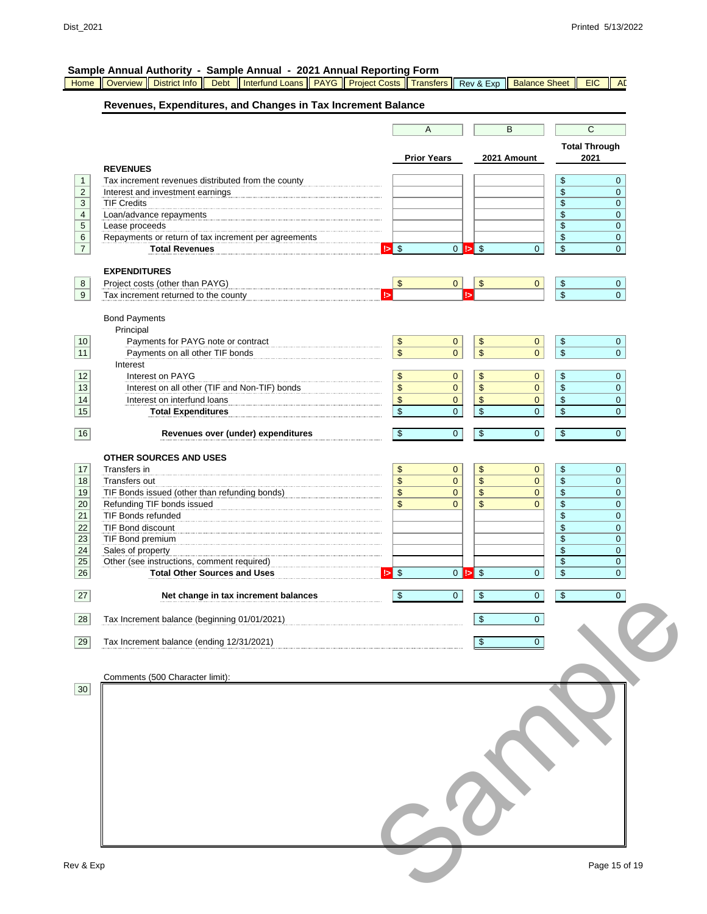## Sample Annual Authority - Sample Annual - 2021 Annual Reporting Form

Home | Overview | District Info | Debt | Interfund Loans | PAYG | Project Costs | Transfers | Rev & Exp | Balance Sheet | EIC | AD

### Revenues, Expenditures, and Changes in Tax Increment Balance

| # | | A<br>Prior Years | B<br>2021 Amount | C<br>Total Through 2021 |
|---|---|---|---|---|
| | **REVENUES** | | | |
| 1 | Tax increment revenues distributed from the county | | | $ 0 |
| 2 | Interest and investment earnings | | | $ 0 |
| 3 | TIF Credits | | | $ 0 |
| 4 | Loan/advance repayments | | | $ 0 |
| 5 | Lease proceeds | | | $ 0 |
| 6 | Repayments or return of tax increment per agreements | | | $ 0 |
| 7 | **Total Revenues** | $ 0 | $ 0 | $ 0 |
| | **EXPENDITURES** | | | |
| 8 | Project costs (other than PAYG) | $ 0 | $ 0 | $ 0 |
| 9 | Tax increment returned to the county | | | $ 0 |
| | Bond Payments | | | |
| | Principal | | | |
| 10 | Payments for PAYG note or contract | $ 0 | $ 0 | $ 0 |
| 11 | Payments on all other TIF bonds | $ 0 | $ 0 | $ 0 |
| | Interest | | | |
| 12 | Interest on PAYG | $ 0 | $ 0 | $ 0 |
| 13 | Interest on all other (TIF and Non-TIF) bonds | $ 0 | $ 0 | $ 0 |
| 14 | Interest on interfund loans | $ 0 | $ 0 | $ 0 |
| 15 | **Total Expenditures** | $ 0 | $ 0 | $ 0 |
| 16 | **Revenues over (under) expenditures** | $ 0 | $ 0 | $ 0 |
| | **OTHER SOURCES AND USES** | | | |
| 17 | Transfers in | $ 0 | $ 0 | $ 0 |
| 18 | Transfers out | $ 0 | $ 0 | $ 0 |
| 19 | TIF Bonds issued (other than refunding bonds) | $ 0 | $ 0 | $ 0 |
| 20 | Refunding TIF bonds issued | $ 0 | $ 0 | $ 0 |
| 21 | TIF Bonds refunded | | | $ 0 |
| 22 | TIF Bond discount | | | $ 0 |
| 23 | TIF Bond premium | | | $ 0 |
| 24 | Sales of property | | | $ 0 |
| 25 | Other (see instructions, comment required) | | | $ 0 |
| 26 | **Total Other Sources and Uses** | $ 0 | $ 0 | $ 0 |
| 27 | **Net change in tax increment balances** | $ 0 | $ 0 | $ 0 |
| 28 | Tax Increment balance (beginning 01/01/2021) | | $ 0 | |
| 29 | Tax Increment balance (ending 12/31/2021) | | $ 0 | |

Comments (500 Character limit):

30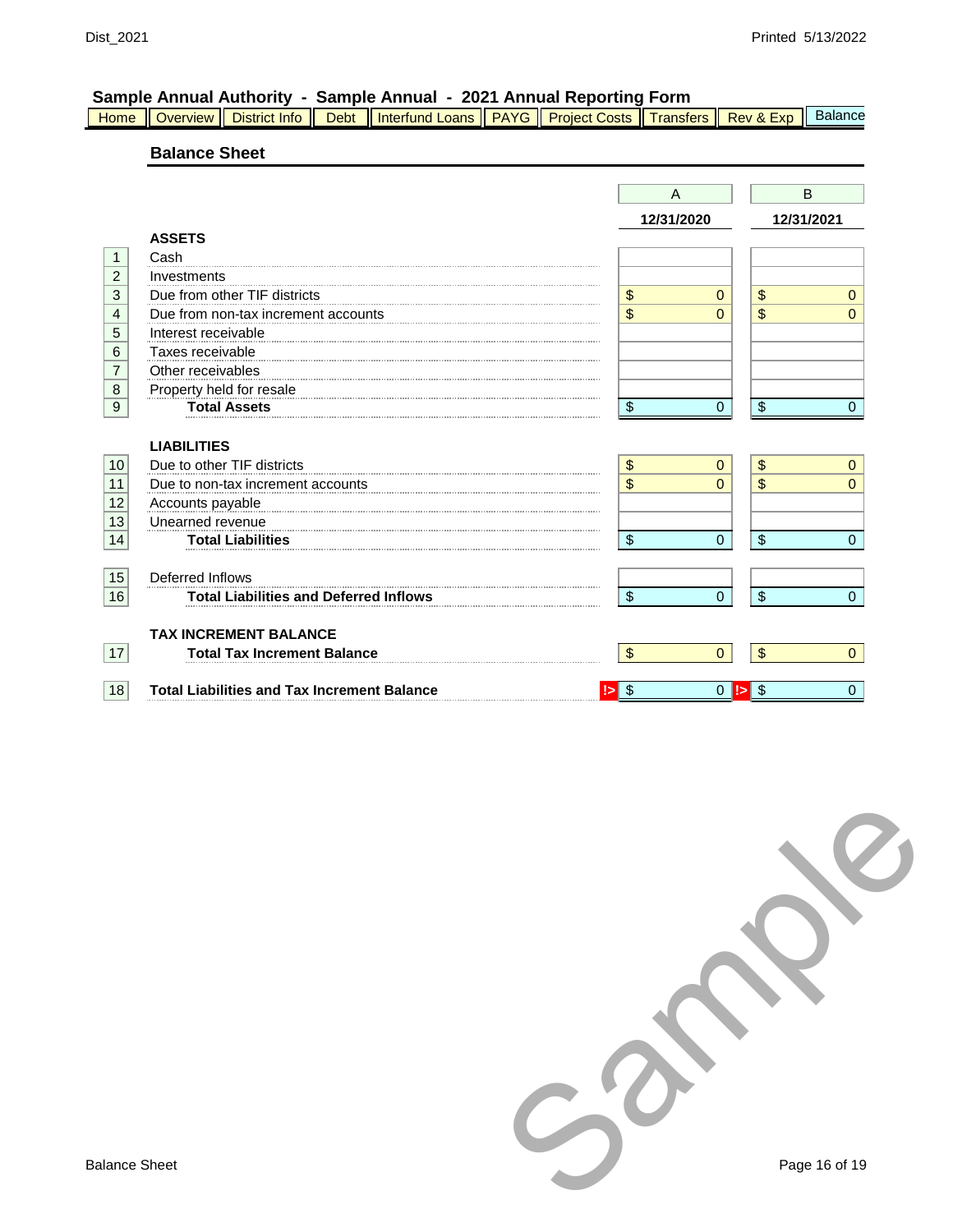**Sample Annual Authority - Sample Annual - 2021 Annual Reporting Form**

Home | Overview | District Info | Debt | Interfund Loans | PAYG | Project Costs | Transfers | Rev & Exp | Balance

## Balance Sheet

| | | A | B |
|---|---|---|---|
| | | **12/31/2020** | **12/31/2021** |
| | **ASSETS** | | |
| 1 | Cash | | |
| 2 | Investments | | |
| 3 | Due from other TIF districts | $ 0 | $ 0 |
| 4 | Due from non-tax increment accounts | $ 0 | $ 0 |
| 5 | Interest receivable | | |
| 6 | Taxes receivable | | |
| 7 | Other receivables | | |
| 8 | Property held for resale | | |
| 9 | **Total Assets** | $ 0 | $ 0 |
| | **LIABILITIES** | | |
| 10 | Due to other TIF districts | $ 0 | $ 0 |
| 11 | Due to non-tax increment accounts | $ 0 | $ 0 |
| 12 | Accounts payable | | |
| 13 | Unearned revenue | | |
| 14 | **Total Liabilities** | $ 0 | $ 0 |
| 15 | Deferred Inflows | | |
| 16 | **Total Liabilities and Deferred Inflows** | $ 0 | $ 0 |
| | **TAX INCREMENT BALANCE** | | |
| 17 | **Total Tax Increment Balance** | $ 0 | $ 0 |
| 18 | **Total Liabilities and Tax Increment Balance** | !> $ 0 | !> $ 0 |

Sample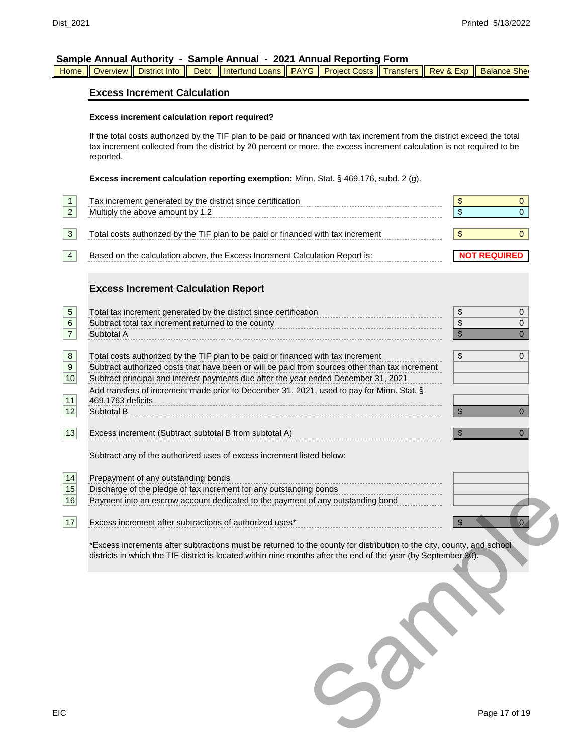## Sample Annual Authority - Sample Annual - 2021 Annual Reporting Form

Home | Overview | District Info | Debt | Interfund Loans | PAYG | Project Costs | Transfers | Rev & Exp | Balance Shee

### Excess Increment Calculation

**Excess increment calculation report required?**

If the total costs authorized by the TIF plan to be paid or financed with tax increment from the district exceed the total tax increment collected from the district by 20 percent or more, the excess increment calculation is not required to be reported.

**Excess increment calculation reporting exemption:** Minn. Stat. § 469.176, subd. 2 (g).

| # | Item | Amount |
|---|---|---|
| 1 | Tax increment generated by the district since certification | $ 0 |
| 2 | Multiply the above amount by 1.2 | $ 0 |
| 3 | Total costs authorized by the TIF plan to be paid or financed with tax increment | $ 0 |
| 4 | Based on the calculation above, the Excess Increment Calculation Report is: | NOT REQUIRED |

### Excess Increment Calculation Report

| # | Item | Amount |
|---|---|---|
| 5 | Total tax increment generated by the district since certification | $ 0 |
| 6 | Subtract total tax increment returned to the county | $ 0 |
| 7 | Subtotal A | $ 0 |
| 8 | Total costs authorized by the TIF plan to be paid or financed with tax increment | $ 0 |
| 9 | Subtract authorized costs that have been or will be paid from sources other than tax increment | |
| 10 | Subtract principal and interest payments due after the year ended December 31, 2021 | |
| 11 | Add transfers of increment made prior to December 31, 2021, used to pay for Minn. Stat. § 469.1763 deficits | |
| 12 | Subtotal B | $ 0 |
| 13 | Excess increment (Subtract subtotal B from subtotal A) | $ 0 |

Subtract any of the authorized uses of excess increment listed below:

| # | Item | Amount |
|---|---|---|
| 14 | Prepayment of any outstanding bonds | |
| 15 | Discharge of the pledge of tax increment for any outstanding bonds | |
| 16 | Payment into an escrow account dedicated to the payment of any outstanding bond | |
| 17 | Excess increment after subtractions of authorized uses* | $ 0 |

*Excess increments after subtractions must be returned to the county for distribution to the city, county, and school districts in which the TIF district is located within nine months after the end of the year (by September 30).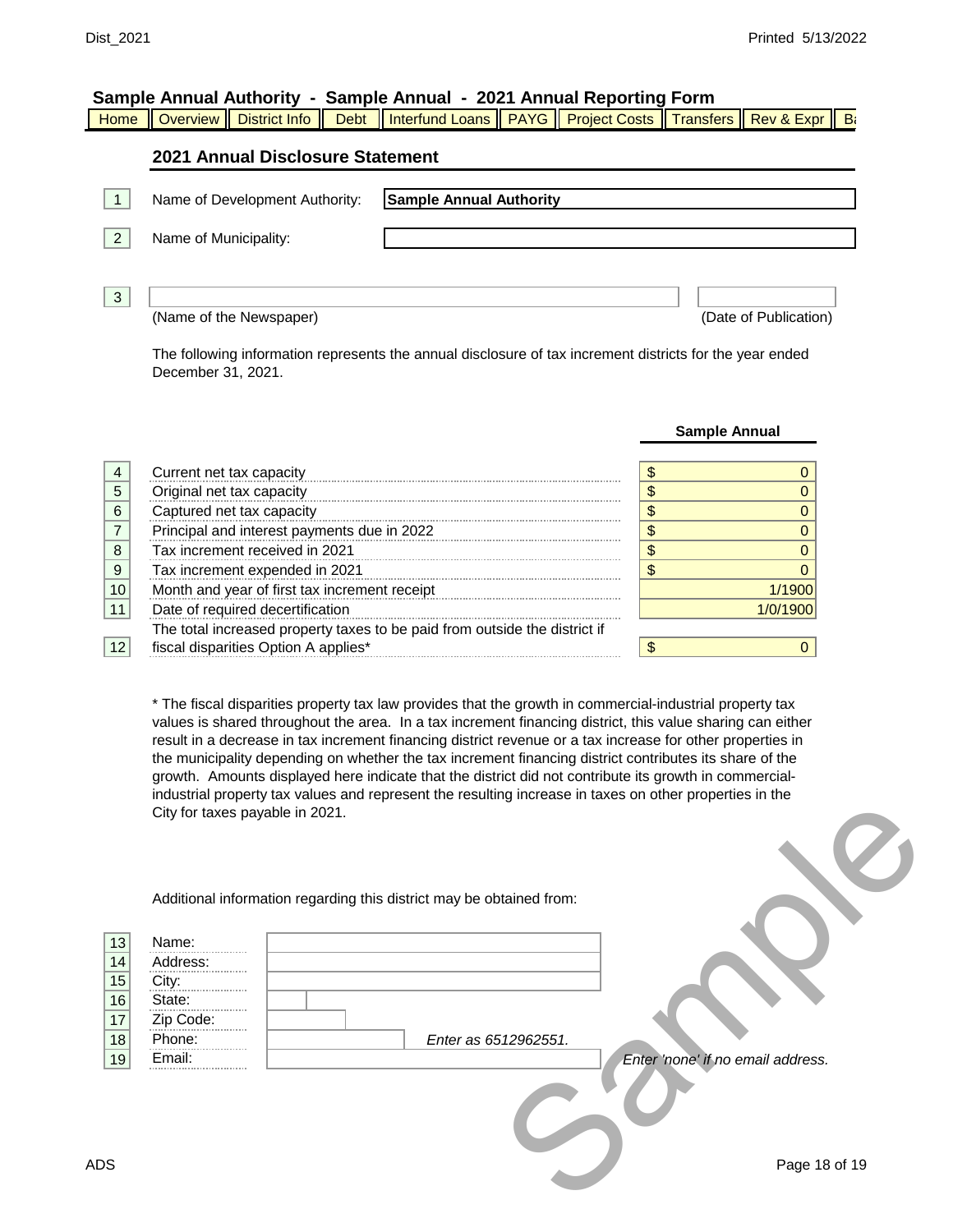## Sample Annual Authority - Sample Annual - 2021 Annual Reporting Form

Home | Overview | District Info | Debt | Interfund Loans | PAYG | Project Costs | Transfers | Rev & Expr | Ba

### 2021 Annual Disclosure Statement

| | | |
|---|---|---|
| 1 | Name of Development Authority: | **Sample Annual Authority** |
| 2 | Name of Municipality: | |
| 3 | (Name of the Newspaper) | (Date of Publication) |

The following information represents the annual disclosure of tax increment districts for the year ended December 31, 2021.

| | | Sample Annual |
|---|---|---|
| 4 | Current net tax capacity | $ 0 |
| 5 | Original net tax capacity | $ 0 |
| 6 | Captured net tax capacity | $ 0 |
| 7 | Principal and interest payments due in 2022 | $ 0 |
| 8 | Tax increment received in 2021 | $ 0 |
| 9 | Tax increment expended in 2021 | $ 0 |
| 10 | Month and year of first tax increment receipt | 1/1900 |
| 11 | Date of required decertification | 1/0/1900 |
| 12 | The total increased property taxes to be paid from outside the district if fiscal disparities Option A applies* | $ 0 |

* The fiscal disparities property tax law provides that the growth in commercial-industrial property tax values is shared throughout the area. In a tax increment financing district, this value sharing can either result in a decrease in tax increment financing district revenue or a tax increase for other properties in the municipality depending on whether the tax increment financing district contributes its share of the growth. Amounts displayed here indicate that the district did not contribute its growth in commercial-industrial property tax values and represent the resulting increase in taxes on other properties in the City for taxes payable in 2021.

Additional information regarding this district may be obtained from:

| | | |
|---|---|---|
| 13 | Name: | |
| 14 | Address: | |
| 15 | City: | |
| 16 | State: | |
| 17 | Zip Code: | |
| 18 | Phone: | *Enter as 6512962551.* |
| 19 | Email: | *Enter 'none' if no email address.* |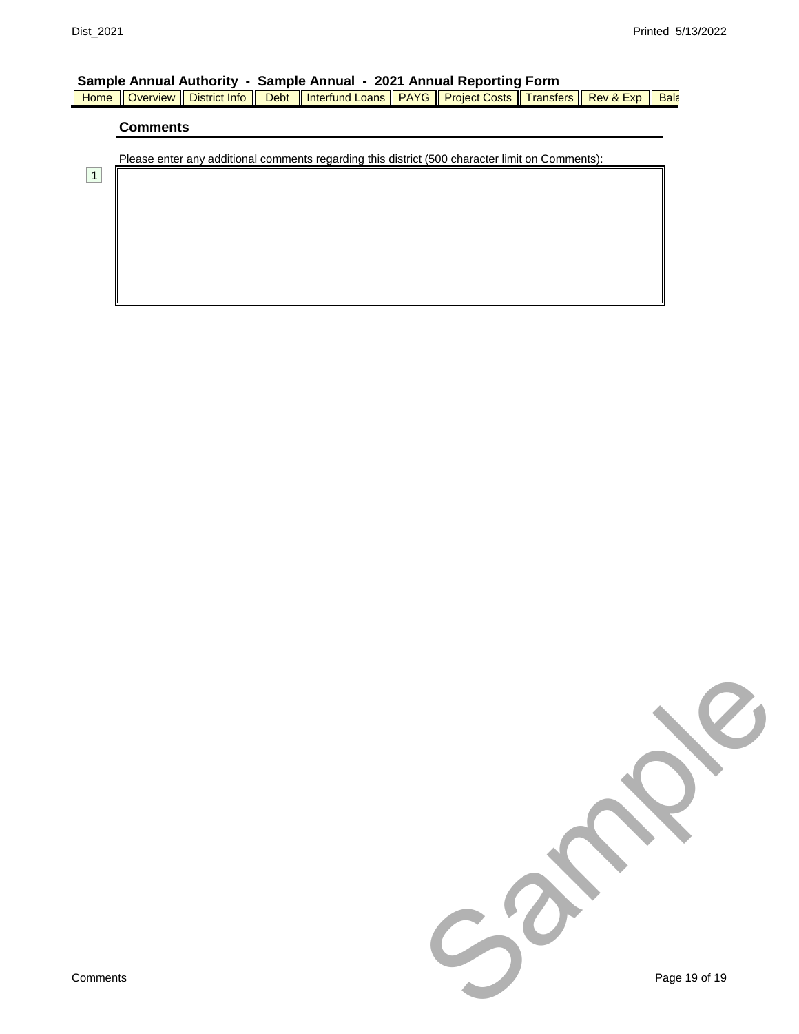## Sample Annual Authority - Sample Annual - 2021 Annual Reporting Form

| Home | Overview | District Info | Debt | Interfund Loans | PAYG | Project Costs | Transfers | Rev & Exp | Bala |
|---|---|---|---|---|---|---|---|---|---|

### Comments

Please enter any additional comments regarding this district (500 character limit on Comments):

1

Sample